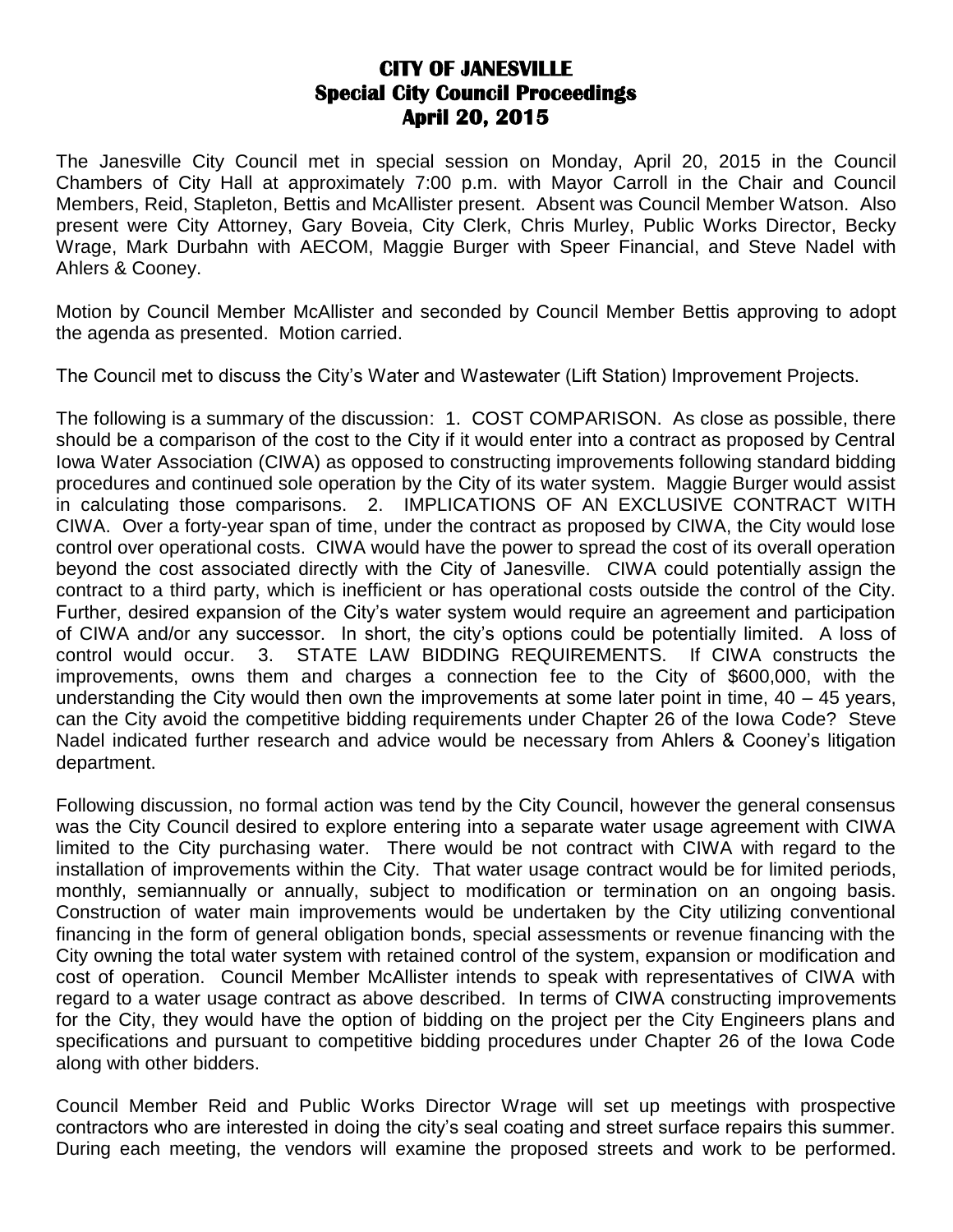# CITY OF JANESVILLE
## Special City Council Proceedings
## April 20, 2015

The Janesville City Council met in special session on Monday, April 20, 2015 in the Council Chambers of City Hall at approximately 7:00 p.m. with Mayor Carroll in the Chair and Council Members, Reid, Stapleton, Bettis and McAllister present. Absent was Council Member Watson. Also present were City Attorney, Gary Boveia, City Clerk, Chris Murley, Public Works Director, Becky Wrage, Mark Durbahn with AECOM, Maggie Burger with Speer Financial, and Steve Nadel with Ahlers & Cooney.

Motion by Council Member McAllister and seconded by Council Member Bettis approving to adopt the agenda as presented. Motion carried.

The Council met to discuss the City's Water and Wastewater (Lift Station) Improvement Projects.

The following is a summary of the discussion: 1. COST COMPARISON. As close as possible, there should be a comparison of the cost to the City if it would enter into a contract as proposed by Central Iowa Water Association (CIWA) as opposed to constructing improvements following standard bidding procedures and continued sole operation by the City of its water system. Maggie Burger would assist in calculating those comparisons. 2. IMPLICATIONS OF AN EXCLUSIVE CONTRACT WITH CIWA. Over a forty-year span of time, under the contract as proposed by CIWA, the City would lose control over operational costs. CIWA would have the power to spread the cost of its overall operation beyond the cost associated directly with the City of Janesville. CIWA could potentially assign the contract to a third party, which is inefficient or has operational costs outside the control of the City. Further, desired expansion of the City's water system would require an agreement and participation of CIWA and/or any successor. In short, the city's options could be potentially limited. A loss of control would occur. 3. STATE LAW BIDDING REQUIREMENTS. If CIWA constructs the improvements, owns them and charges a connection fee to the City of $600,000, with the understanding the City would then own the improvements at some later point in time, 40 – 45 years, can the City avoid the competitive bidding requirements under Chapter 26 of the Iowa Code? Steve Nadel indicated further research and advice would be necessary from Ahlers & Cooney's litigation department.

Following discussion, no formal action was tend by the City Council, however the general consensus was the City Council desired to explore entering into a separate water usage agreement with CIWA limited to the City purchasing water. There would be not contract with CIWA with regard to the installation of improvements within the City. That water usage contract would be for limited periods, monthly, semiannually or annually, subject to modification or termination on an ongoing basis. Construction of water main improvements would be undertaken by the City utilizing conventional financing in the form of general obligation bonds, special assessments or revenue financing with the City owning the total water system with retained control of the system, expansion or modification and cost of operation. Council Member McAllister intends to speak with representatives of CIWA with regard to a water usage contract as above described. In terms of CIWA constructing improvements for the City, they would have the option of bidding on the project per the City Engineers plans and specifications and pursuant to competitive bidding procedures under Chapter 26 of the Iowa Code along with other bidders.

Council Member Reid and Public Works Director Wrage will set up meetings with prospective contractors who are interested in doing the city's seal coating and street surface repairs this summer. During each meeting, the vendors will examine the proposed streets and work to be performed.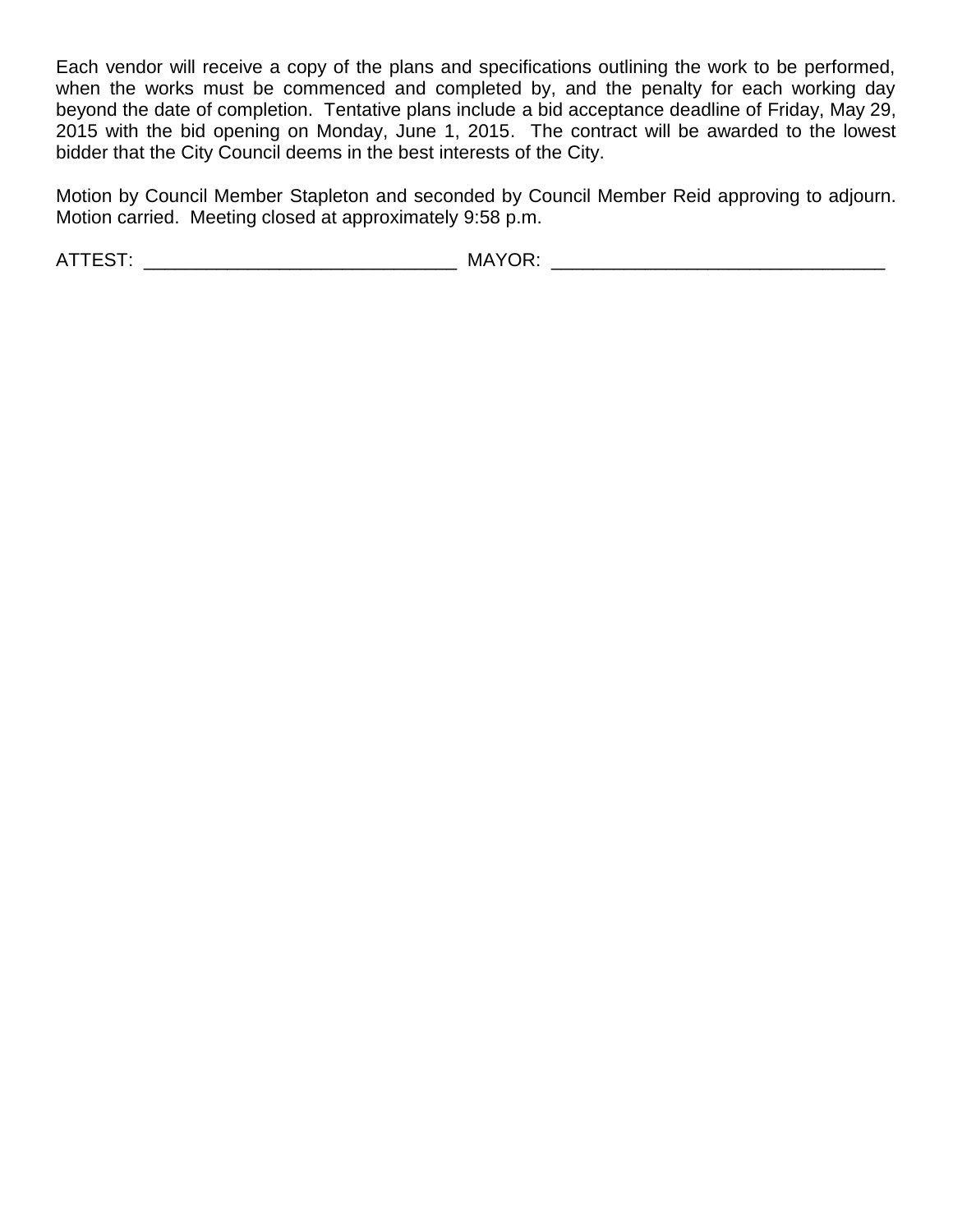Each vendor will receive a copy of the plans and specifications outlining the work to be performed, when the works must be commenced and completed by, and the penalty for each working day beyond the date of completion. Tentative plans include a bid acceptance deadline of Friday, May 29, 2015 with the bid opening on Monday, June 1, 2015. The contract will be awarded to the lowest bidder that the City Council deems in the best interests of the City.

Motion by Council Member Stapleton and seconded by Council Member Reid approving to adjourn. Motion carried. Meeting closed at approximately 9:58 p.m.

ATTEST: ______________________________ MAYOR: ________________________________